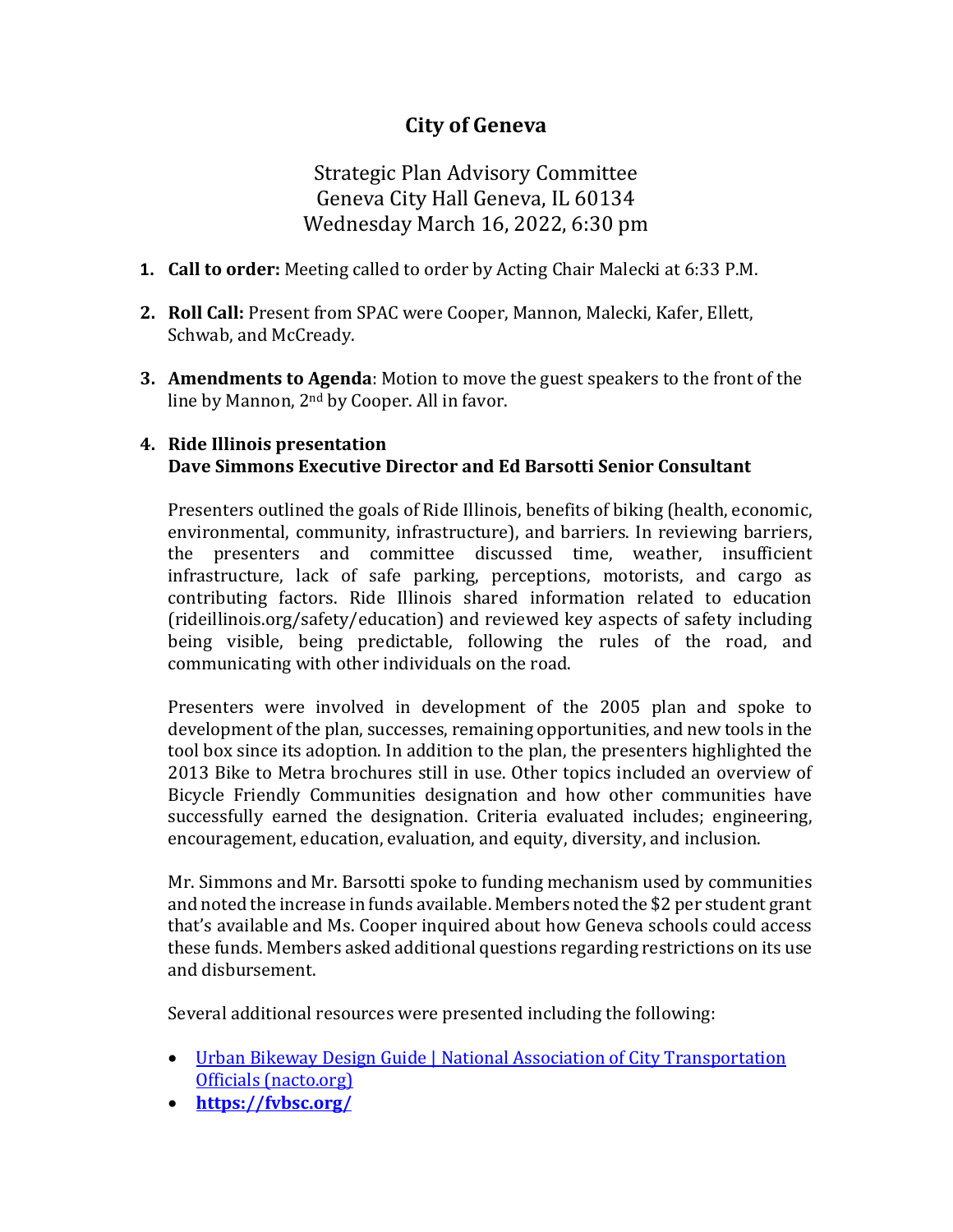# City of Geneva

Strategic Plan Advisory Committee
Geneva City Hall Geneva, IL 60134
Wednesday March 16, 2022, 6:30 pm

1. **Call to order:** Meeting called to order by Acting Chair Malecki at 6:33 P.M.

2. **Roll Call:** Present from SPAC were Cooper, Mannon, Malecki, Kafer, Ellett, Schwab, and McCready.

3. **Amendments to Agenda**: Motion to move the guest speakers to the front of the line by Mannon, 2nd by Cooper. All in favor.

4. **Ride Illinois presentation**
   **Dave Simmons Executive Director and Ed Barsotti Senior Consultant**

   Presenters outlined the goals of Ride Illinois, benefits of biking (health, economic, environmental, community, infrastructure), and barriers. In reviewing barriers, the presenters and committee discussed time, weather, insufficient infrastructure, lack of safe parking, perceptions, motorists, and cargo as contributing factors. Ride Illinois shared information related to education (rideillinois.org/safety/education) and reviewed key aspects of safety including being visible, being predictable, following the rules of the road, and communicating with other individuals on the road.

   Presenters were involved in development of the 2005 plan and spoke to development of the plan, successes, remaining opportunities, and new tools in the tool box since its adoption. In addition to the plan, the presenters highlighted the 2013 Bike to Metra brochures still in use. Other topics included an overview of Bicycle Friendly Communities designation and how other communities have successfully earned the designation. Criteria evaluated includes; engineering, encouragement, education, evaluation, and equity, diversity, and inclusion.

   Mr. Simmons and Mr. Barsotti spoke to funding mechanism used by communities and noted the increase in funds available. Members noted the $2 per student grant that's available and Ms. Cooper inquired about how Geneva schools could access these funds. Members asked additional questions regarding restrictions on its use and disbursement.

   Several additional resources were presented including the following:

   - [Urban Bikeway Design Guide | National Association of City Transportation Officials (nacto.org)](https://nacto.org)
   - **[https://fvbsc.org/](https://fvbsc.org/)**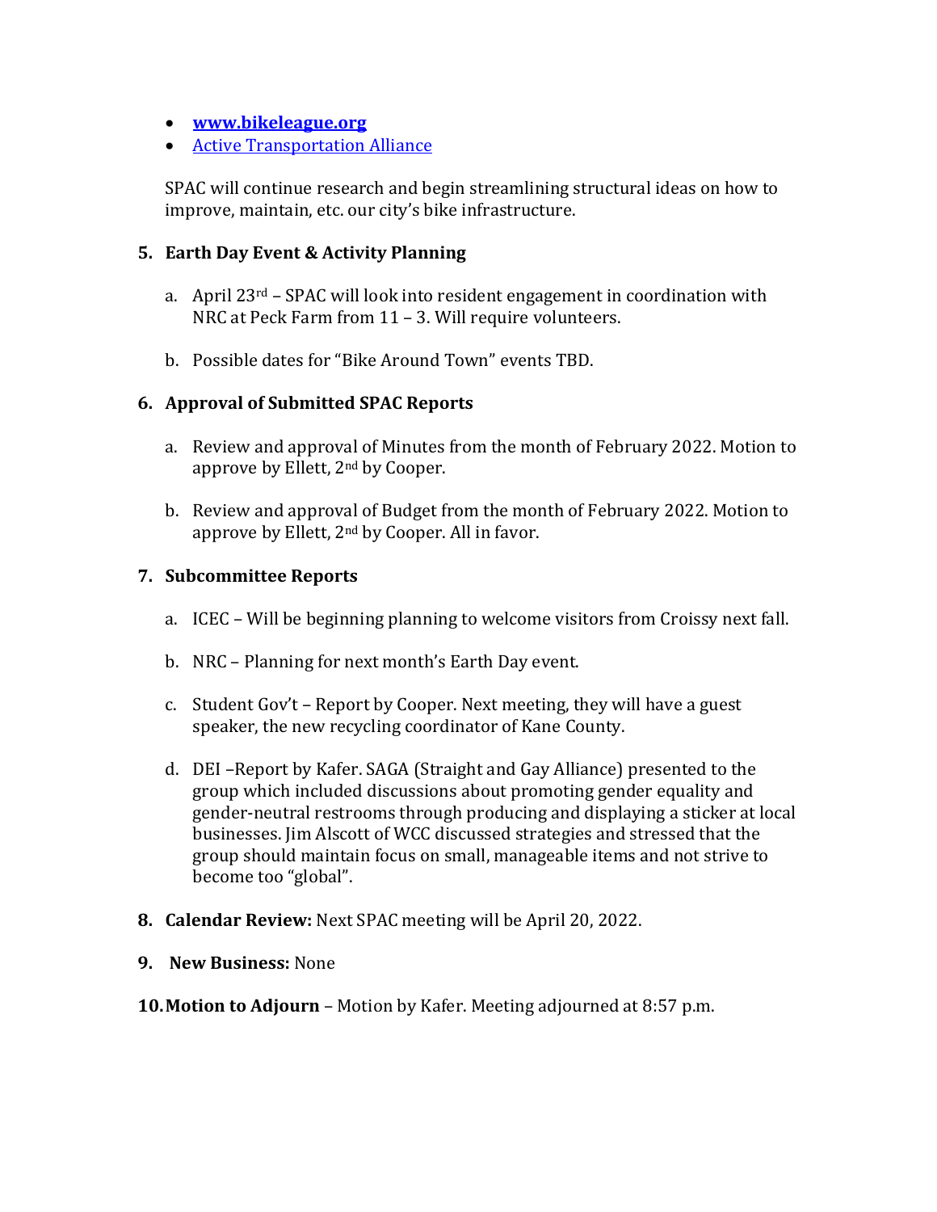- **[www.bikeleague.org](http://www.bikeleague.org)**
- Active Transportation Alliance

SPAC will continue research and begin streamlining structural ideas on how to improve, maintain, etc. our city's bike infrastructure.

5. **Earth Day Event & Activity Planning**

   a. April 23rd – SPAC will look into resident engagement in coordination with NRC at Peck Farm from 11 – 3. Will require volunteers.

   b. Possible dates for "Bike Around Town" events TBD.

6. **Approval of Submitted SPAC Reports**

   a. Review and approval of Minutes from the month of February 2022. Motion to approve by Ellett, 2nd by Cooper.

   b. Review and approval of Budget from the month of February 2022. Motion to approve by Ellett, 2nd by Cooper. All in favor.

7. **Subcommittee Reports**

   a. ICEC – Will be beginning planning to welcome visitors from Croissy next fall.

   b. NRC – Planning for next month's Earth Day event.

   c. Student Gov't – Report by Cooper. Next meeting, they will have a guest speaker, the new recycling coordinator of Kane County.

   d. DEI –Report by Kafer. SAGA (Straight and Gay Alliance) presented to the group which included discussions about promoting gender equality and gender-neutral restrooms through producing and displaying a sticker at local businesses. Jim Alscott of WCC discussed strategies and stressed that the group should maintain focus on small, manageable items and not strive to become too "global".

8. **Calendar Review:** Next SPAC meeting will be April 20, 2022.

9. **New Business:** None

10. **Motion to Adjourn** – Motion by Kafer. Meeting adjourned at 8:57 p.m.